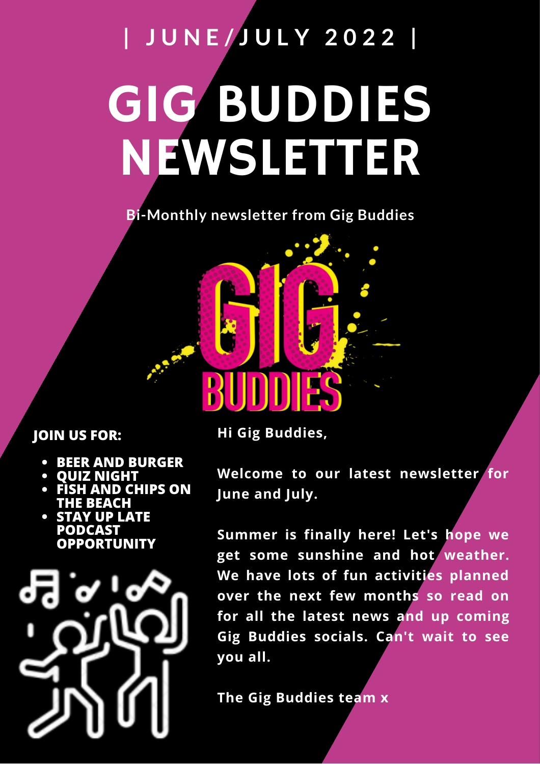| JUNE/JULY 2022 |

# GIG BUDDIES NEWSLETTER

**Bi-Monthly newsletter from Gig Buddies**

**JOIN US FOR:**

- **BEER AND BURGER**
- **QUIZ NIGHT**
- **FISH AND CHIPS ON THE BEACH**
- **STAY UP LATE PODCAST OPPORTUNITY**

**Hi Gig Buddies,**

**Welcome to our latest newsletter for June and July.**

**Summer is finally here! Let's hope we get some sunshine and hot weather. We have lots of fun activities planned over the next few months so read on for all the latest news and up coming Gig Buddies socials. Can't wait to see you all.**

**The Gig Buddies team x**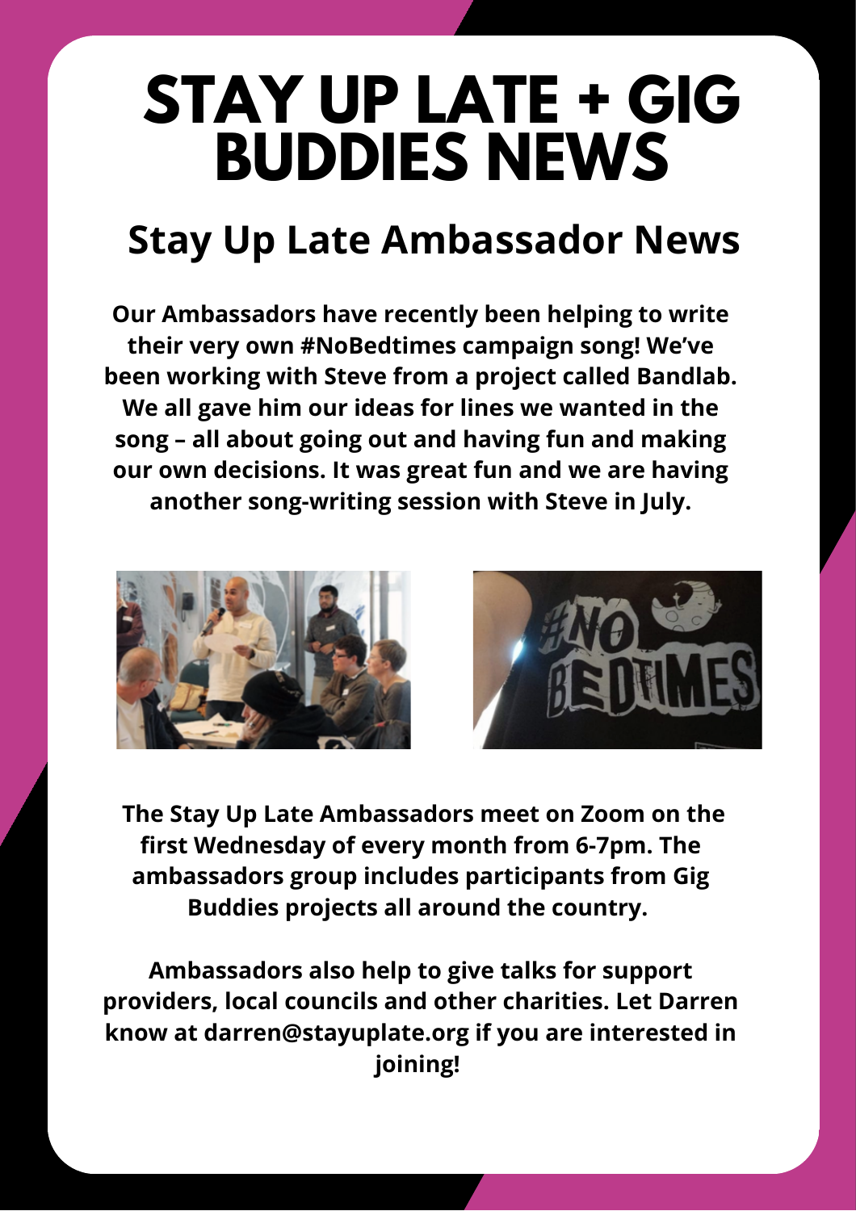# STAY UP LATE + GIG BUDDIES NEWS

## Stay Up Late Ambassador News

**Our Ambassadors have recently been helping to write their very own #NoBedtimes campaign song! We've been working with Steve from a project called Bandlab. We all gave him our ideas for lines we wanted in the song – all about going out and having fun and making our own decisions. It was great fun and we are having another song-writing session with Steve in July.**

**The Stay Up Late Ambassadors meet on Zoom on the first Wednesday of every month from 6-7pm. The ambassadors group includes participants from Gig Buddies projects all around the country.**

**Ambassadors also help to give talks for support providers, local councils and other charities. Let Darren know at darren@stayuplate.org if you are interested in joining!**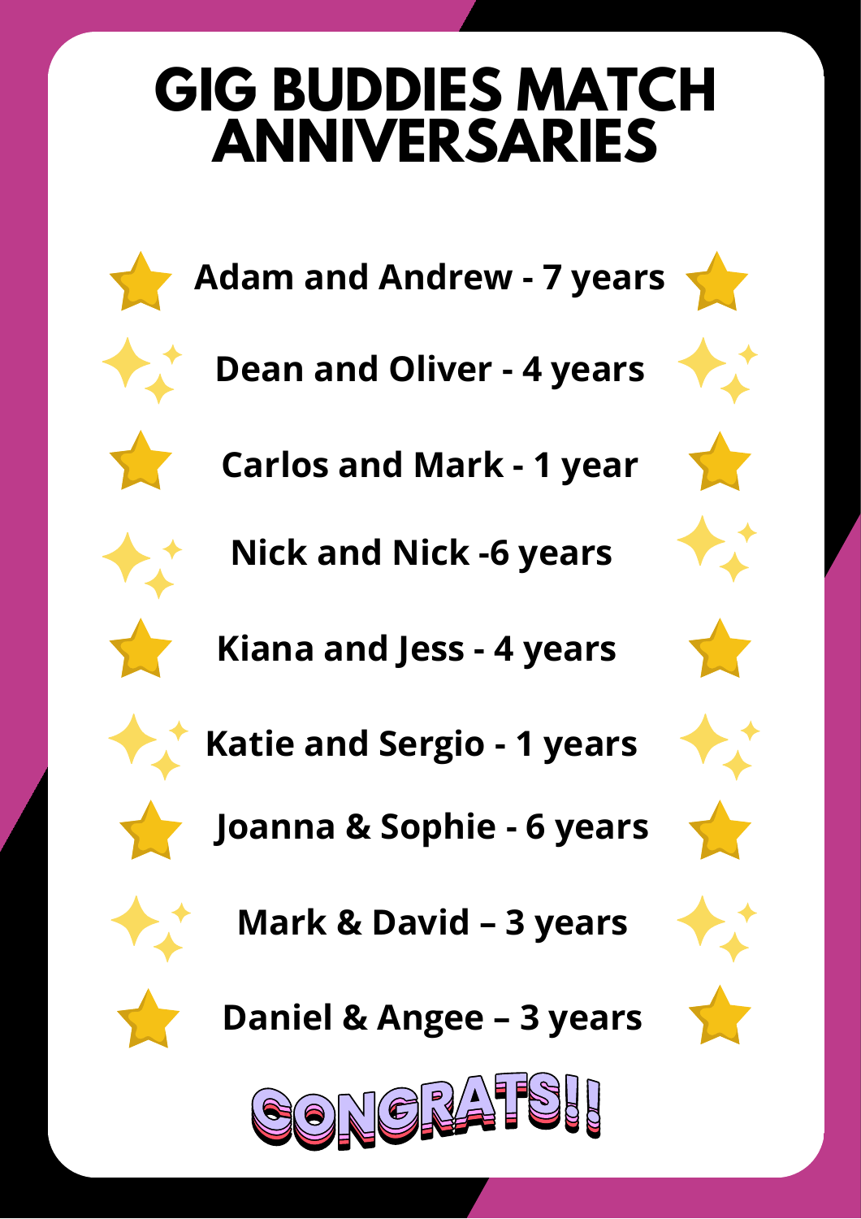# GIG BUDDIES MATCH ANNIVERSARIES

**Adam and Andrew - 7 years**

**Dean and Oliver - 4 years**

**Carlos and Mark - 1 year**

**Nick and Nick -6 years**

**Kiana and Jess - 4 years**

**Katie and Sergio - 1 years**

**Joanna & Sophie - 6 years**

**Mark & David – 3 years**

**Daniel & Angee – 3 years**

CONGRATS!!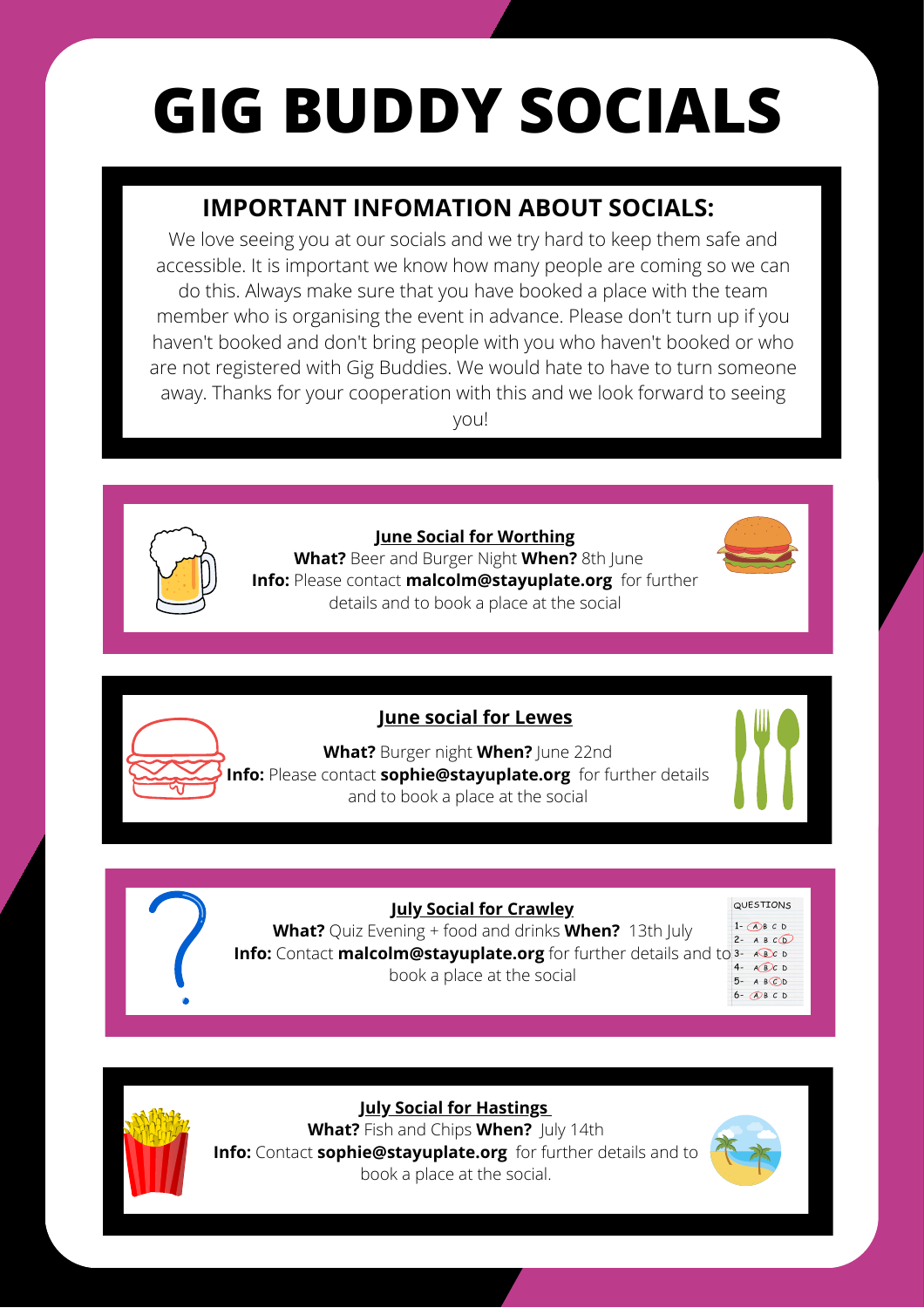# GIG BUDDY SOCIALS

## IMPORTANT INFOMATION ABOUT SOCIALS:

We love seeing you at our socials and we try hard to keep them safe and accessible. It is important we know how many people are coming so we can do this. Always make sure that you have booked a place with the team member who is organising the event in advance. Please don't turn up if you haven't booked and don't bring people with you who haven't booked or who are not registered with Gig Buddies. We would hate to have to turn someone away. Thanks for your cooperation with this and we look forward to seeing you!

### June Social for Worthing

**What?** Beer and Burger Night **When?** 8th June
**Info:** Please contact **malcolm@stayuplate.org** for further details and to book a place at the social

### June social for Lewes

**What?** Burger night **When?** June 22nd
**Info:** Please contact **sophie@stayuplate.org** for further details and to book a place at the social

### July Social for Crawley

**What?** Quiz Evening + food and drinks **When?** 13th July
**Info:** Contact **malcolm@stayuplate.org** for further details and to book a place at the social

### July Social for Hastings

**What?** Fish and Chips **When?** July 14th
**Info:** Contact **sophie@stayuplate.org** for further details and to book a place at the social.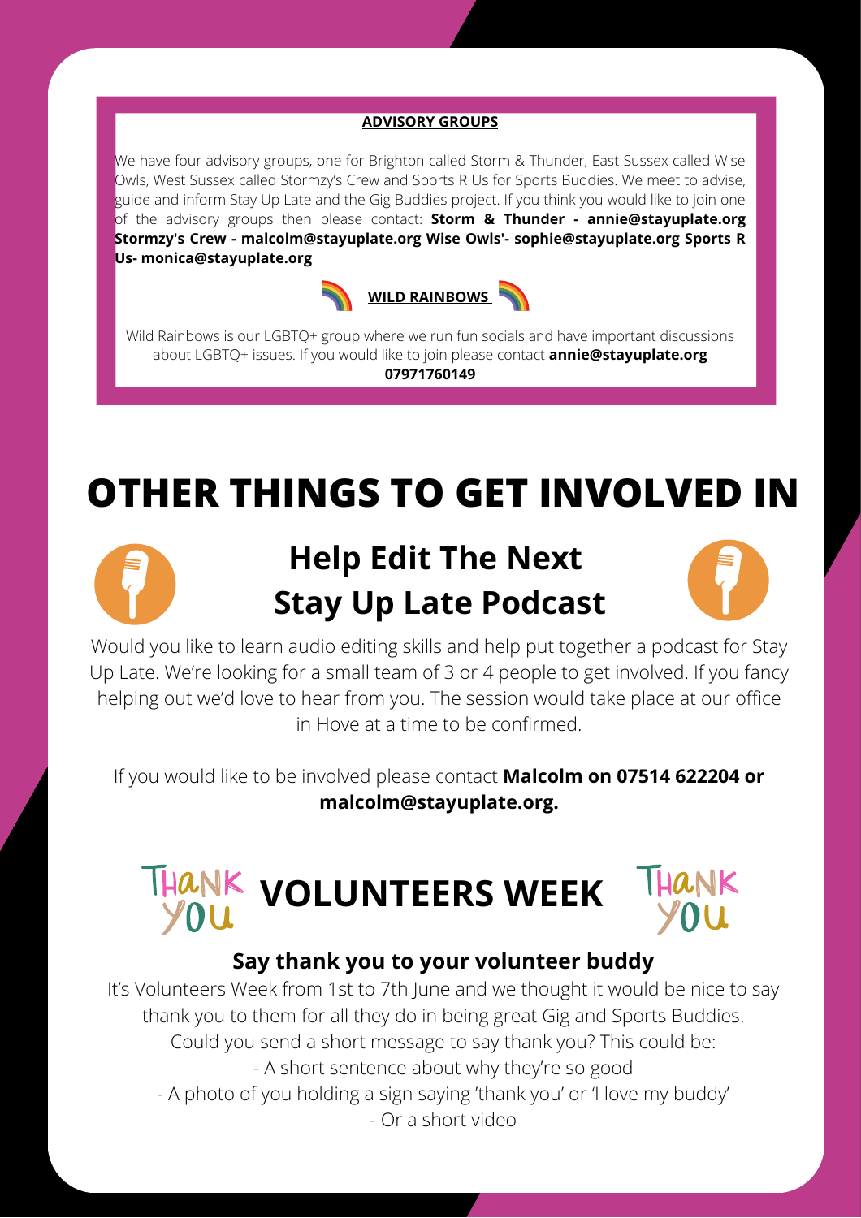**ADVISORY GROUPS**

We have four advisory groups, one for Brighton called Storm & Thunder, East Sussex called Wise Owls, West Sussex called Stormzy's Crew and Sports R Us for Sports Buddies. We meet to advise, guide and inform Stay Up Late and the Gig Buddies project. If you think you would like to join one of the advisory groups then please contact: **Storm & Thunder - annie@stayuplate.org Stormzy's Crew - malcolm@stayuplate.org Wise Owls'- sophie@stayuplate.org Sports R Us- monica@stayuplate.org**

🌈 **WILD RAINBOWS** 🌈

Wild Rainbows is our LGBTQ+ group where we run fun socials and have important discussions about LGBTQ+ issues. If you would like to join please contact **annie@stayuplate.org 07971760149**

# OTHER THINGS TO GET INVOLVED IN

## Help Edit The Next Stay Up Late Podcast

Would you like to learn audio editing skills and help put together a podcast for Stay Up Late. We're looking for a small team of 3 or 4 people to get involved. If you fancy helping out we'd love to hear from you. The session would take place at our office in Hove at a time to be confirmed.

If you would like to be involved please contact **Malcolm on 07514 622204 or malcolm@stayuplate.org.**

## THANK YOU VOLUNTEERS WEEK THANK YOU

### Say thank you to your volunteer buddy

It's Volunteers Week from 1st to 7th June and we thought it would be nice to say thank you to them for all they do in being great Gig and Sports Buddies. Could you send a short message to say thank you? This could be:

- A short sentence about why they're so good
- A photo of you holding a sign saying 'thank you' or 'I love my buddy'
- Or a short video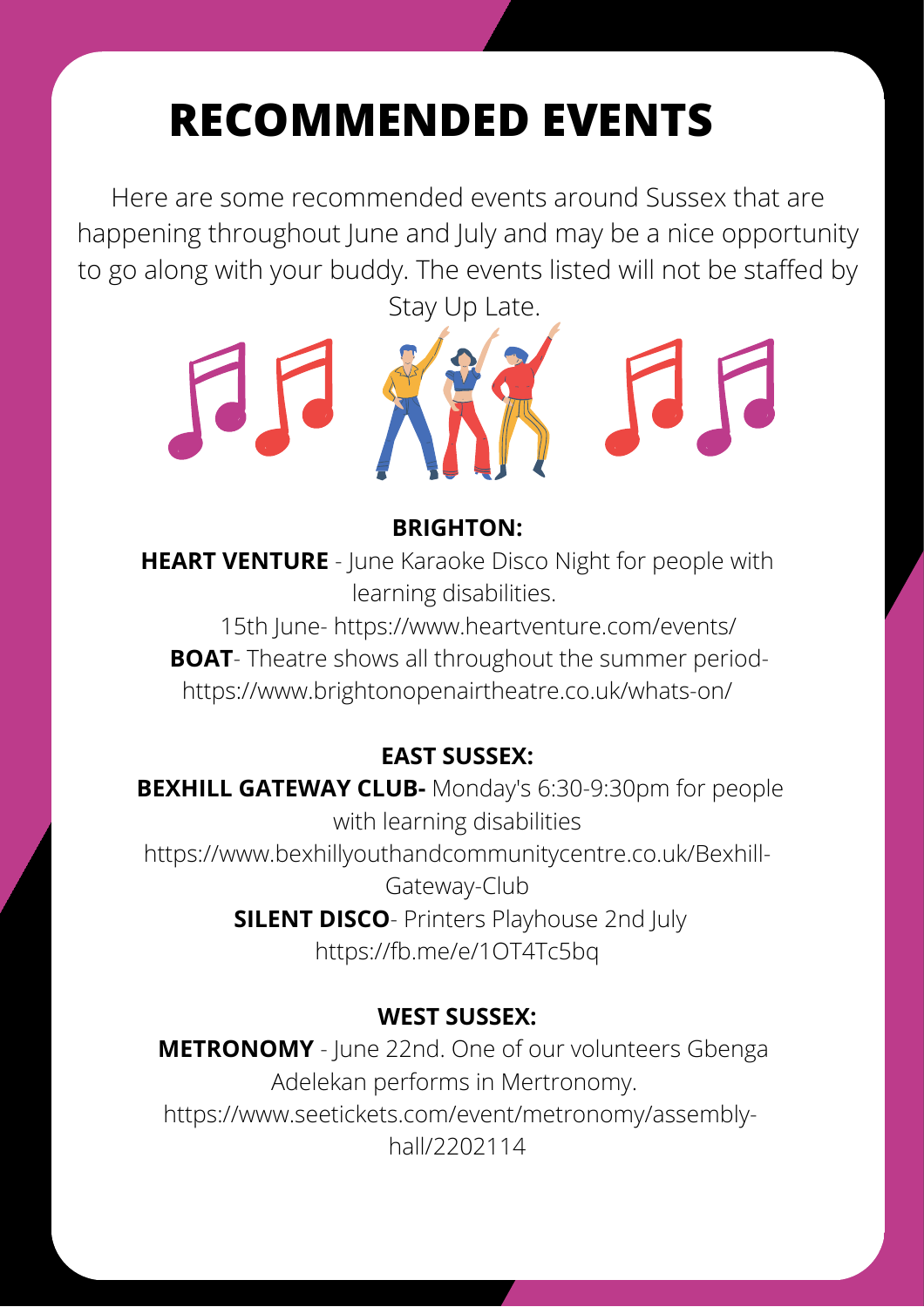# RECOMMENDED EVENTS

Here are some recommended events around Sussex that are happening throughout June and July and may be a nice opportunity to go along with your buddy. The events listed will not be staffed by Stay Up Late.

**BRIGHTON:**

**HEART VENTURE** - June Karaoke Disco Night for people with learning disabilities.
15th June- https://www.heartventure.com/events/

**BOAT**- Theatre shows all throughout the summer period- https://www.brightonopenairtheatre.co.uk/whats-on/

**EAST SUSSEX:**

**BEXHILL GATEWAY CLUB-** Monday's 6:30-9:30pm for people with learning disabilities
https://www.bexhillyouthandcommunitycentre.co.uk/Bexhill-Gateway-Club

**SILENT DISCO**- Printers Playhouse 2nd July
https://fb.me/e/1OT4Tc5bq

**WEST SUSSEX:**

**METRONOMY** - June 22nd. One of our volunteers Gbenga Adelekan performs in Mertronomy.
https://www.seetickets.com/event/metronomy/assembly-hall/2202114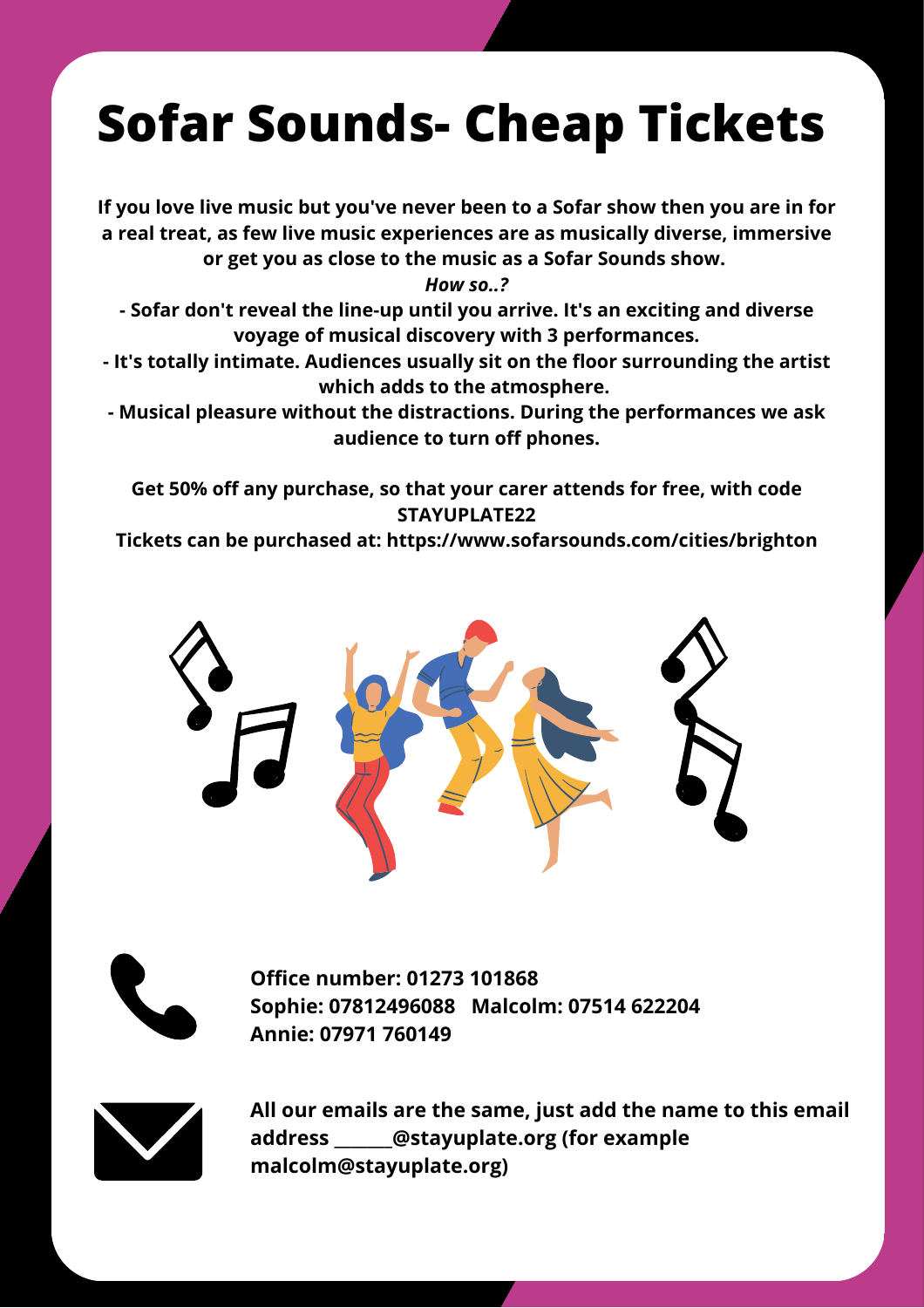# Sofar Sounds- Cheap Tickets

**If you love live music but you've never been to a Sofar show then you are in for a real treat, as few live music experiences are as musically diverse, immersive or get you as close to the music as a Sofar Sounds show.**

***How so..?***

**- Sofar don't reveal the line-up until you arrive. It's an exciting and diverse voyage of musical discovery with 3 performances.**

**- It's totally intimate. Audiences usually sit on the floor surrounding the artist which adds to the atmosphere.**

**- Musical pleasure without the distractions. During the performances we ask audience to turn off phones.**

**Get 50% off any purchase, so that your carer attends for free, with code STAYUPLATE22**

**Tickets can be purchased at: https://www.sofarsounds.com/cities/brighton**

**Office number: 01273 101868**
**Sophie: 07812496088 Malcolm: 07514 622204**
**Annie: 07971 760149**

**All our emails are the same, just add the name to this email address ______@stayuplate.org (for example malcolm@stayuplate.org)**